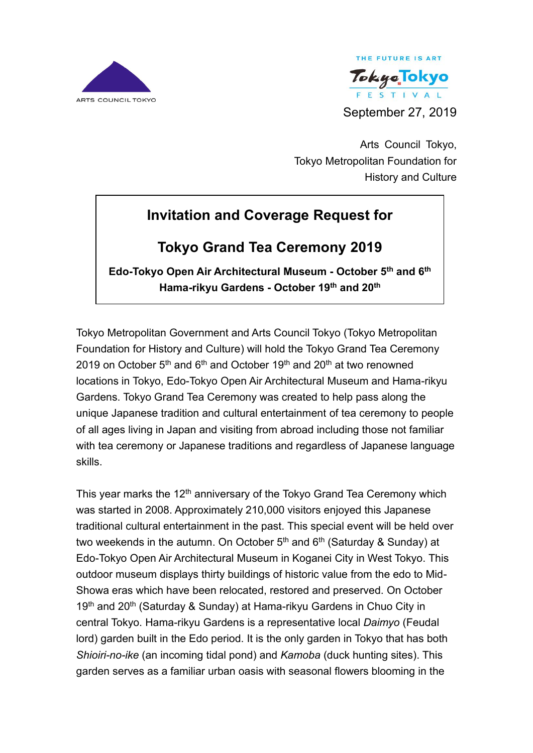ARTS COUNCIL TOKYO

THE FUTURE IS ART
Tokyo Tokyo FESTIVAL

September 27, 2019

Arts Council Tokyo,
Tokyo Metropolitan Foundation for
History and Culture

## Invitation and Coverage Request for

## Tokyo Grand Tea Ceremony 2019

**Edo-Tokyo Open Air Architectural Museum - October 5th and 6th**
**Hama-rikyu Gardens - October 19th and 20th**

Tokyo Metropolitan Government and Arts Council Tokyo (Tokyo Metropolitan Foundation for History and Culture) will hold the Tokyo Grand Tea Ceremony 2019 on October 5th and 6th and October 19th and 20th at two renowned locations in Tokyo, Edo-Tokyo Open Air Architectural Museum and Hama-rikyu Gardens. Tokyo Grand Tea Ceremony was created to help pass along the unique Japanese tradition and cultural entertainment of tea ceremony to people of all ages living in Japan and visiting from abroad including those not familiar with tea ceremony or Japanese traditions and regardless of Japanese language skills.

This year marks the 12th anniversary of the Tokyo Grand Tea Ceremony which was started in 2008. Approximately 210,000 visitors enjoyed this Japanese traditional cultural entertainment in the past. This special event will be held over two weekends in the autumn. On October 5th and 6th (Saturday & Sunday) at Edo-Tokyo Open Air Architectural Museum in Koganei City in West Tokyo. This outdoor museum displays thirty buildings of historic value from the edo to Mid-Showa eras which have been relocated, restored and preserved. On October 19th and 20th (Saturday & Sunday) at Hama-rikyu Gardens in Chuo City in central Tokyo. Hama-rikyu Gardens is a representative local *Daimyo* (Feudal lord) garden built in the Edo period. It is the only garden in Tokyo that has both *Shioiri-no-ike* (an incoming tidal pond) and *Kamoba* (duck hunting sites). This garden serves as a familiar urban oasis with seasonal flowers blooming in the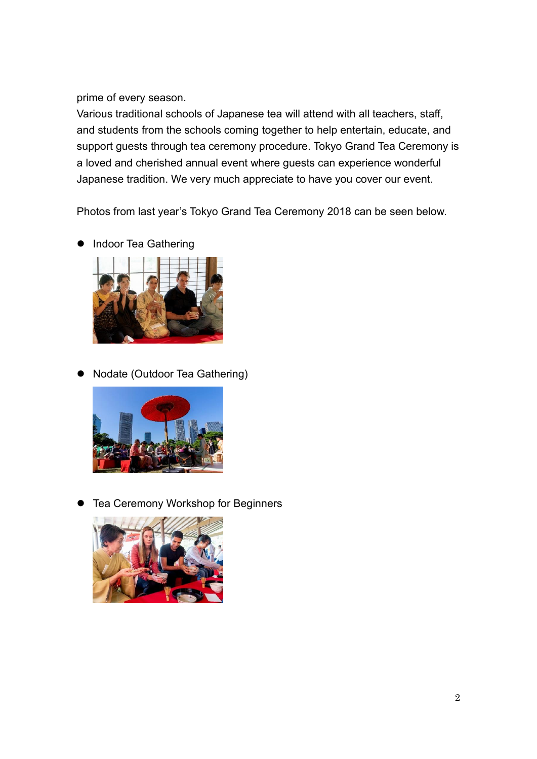prime of every season.
Various traditional schools of Japanese tea will attend with all teachers, staff, and students from the schools coming together to help entertain, educate, and support guests through tea ceremony procedure. Tokyo Grand Tea Ceremony is a loved and cherished annual event where guests can experience wonderful Japanese tradition. We very much appreciate to have you cover our event.

Photos from last year's Tokyo Grand Tea Ceremony 2018 can be seen below.

- Indoor Tea Gathering

- Nodate (Outdoor Tea Gathering)

- Tea Ceremony Workshop for Beginners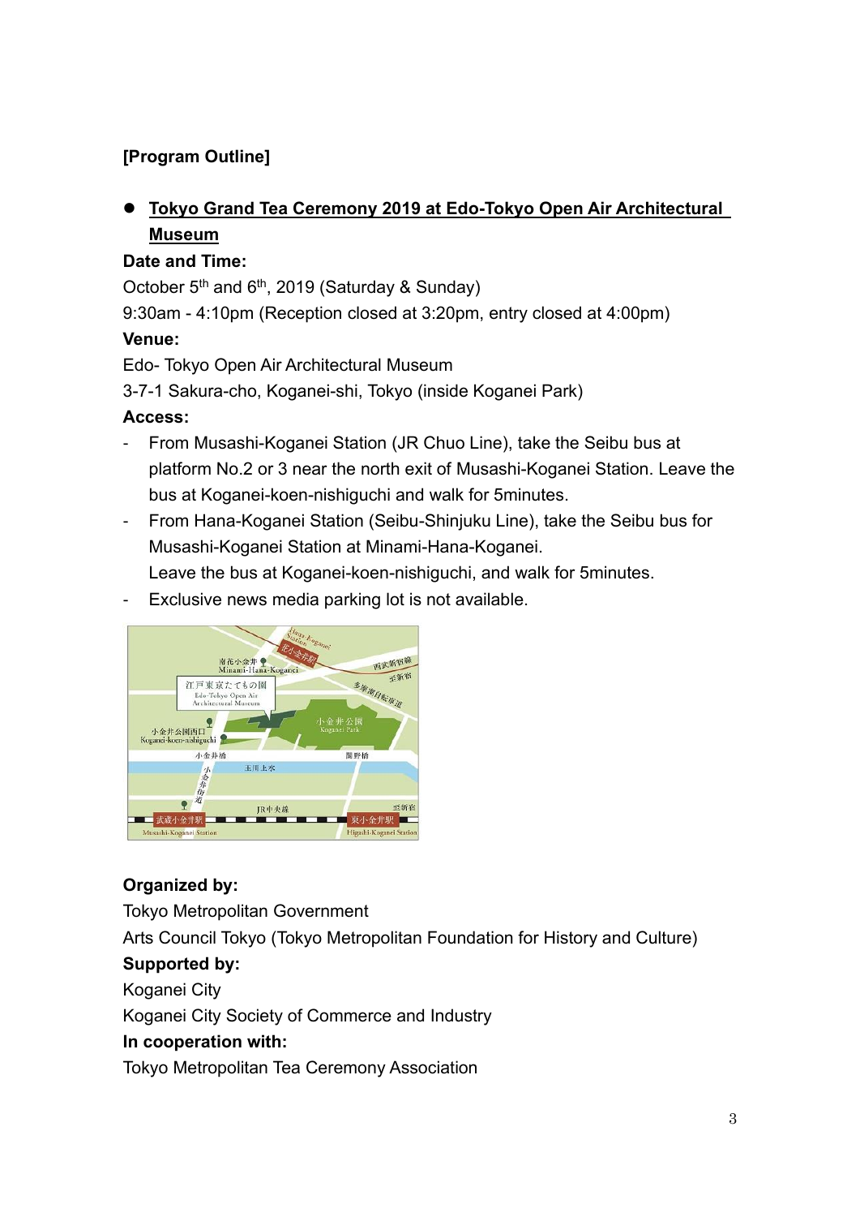**[Program Outline]**

- **Tokyo Grand Tea Ceremony 2019 at Edo-Tokyo Open Air Architectural Museum**

**Date and Time:**

October 5th and 6th, 2019 (Saturday & Sunday)

9:30am - 4:10pm (Reception closed at 3:20pm, entry closed at 4:00pm)

**Venue:**

Edo- Tokyo Open Air Architectural Museum

3-7-1 Sakura-cho, Koganei-shi, Tokyo (inside Koganei Park)

**Access:**

- From Musashi-Koganei Station (JR Chuo Line), take the Seibu bus at platform No.2 or 3 near the north exit of Musashi-Koganei Station. Leave the bus at Koganei-koen-nishiguchi and walk for 5minutes.
- From Hana-Koganei Station (Seibu-Shinjuku Line), take the Seibu bus for Musashi-Koganei Station at Minami-Hana-Koganei. Leave the bus at Koganei-koen-nishiguchi, and walk for 5minutes.
- Exclusive news media parking lot is not available.

**Organized by:**

Tokyo Metropolitan Government

Arts Council Tokyo (Tokyo Metropolitan Foundation for History and Culture)

**Supported by:**

Koganei City

Koganei City Society of Commerce and Industry

**In cooperation with:**

Tokyo Metropolitan Tea Ceremony Association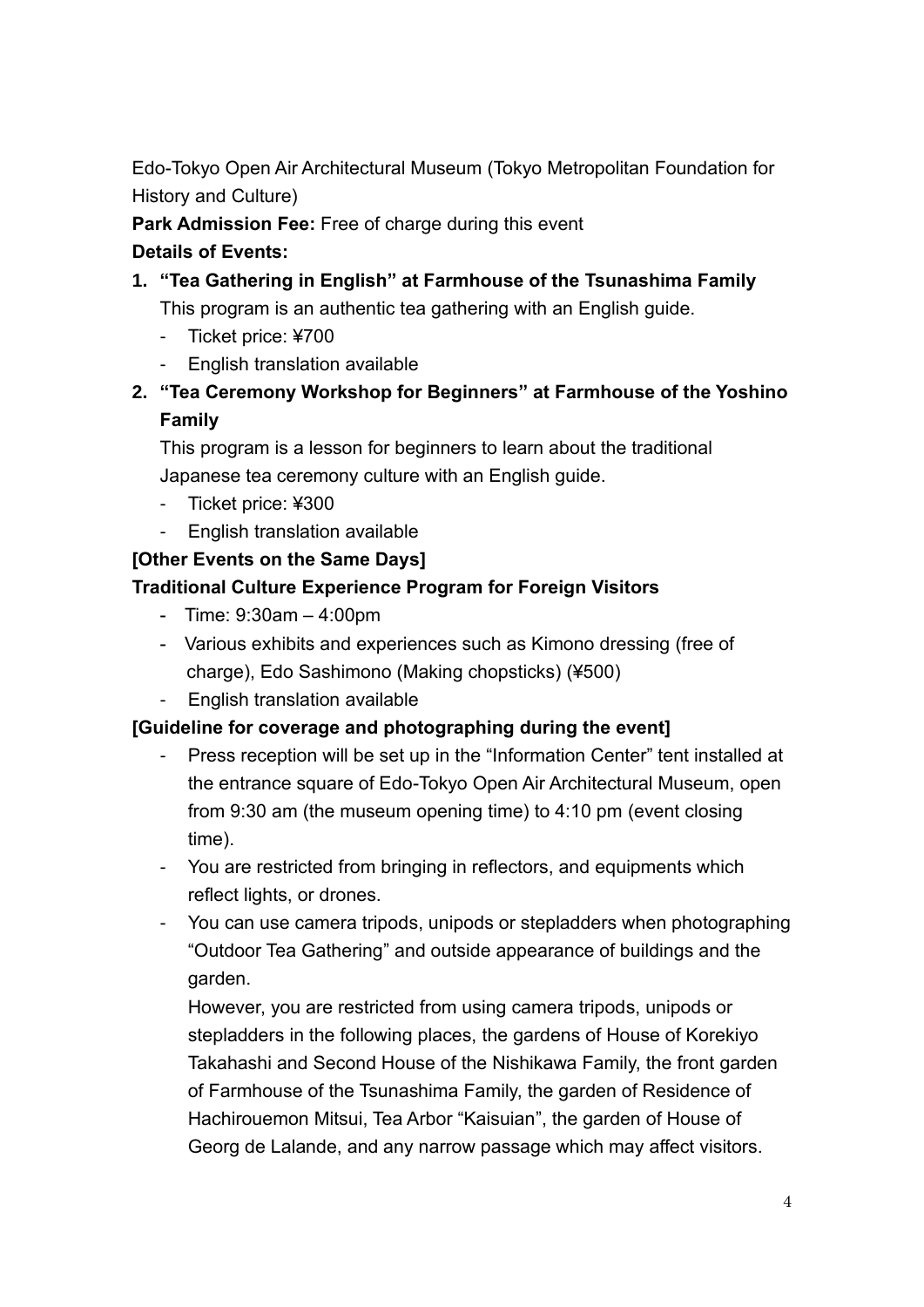Edo-Tokyo Open Air Architectural Museum (Tokyo Metropolitan Foundation for History and Culture)

**Park Admission Fee:** Free of charge during this event

**Details of Events:**

1. **"Tea Gathering in English" at Farmhouse of the Tsunashima Family**
   This program is an authentic tea gathering with an English guide.
   - Ticket price: ¥700
   - English translation available
2. **"Tea Ceremony Workshop for Beginners" at Farmhouse of the Yoshino Family**
   This program is a lesson for beginners to learn about the traditional Japanese tea ceremony culture with an English guide.
   - Ticket price: ¥300
   - English translation available

**[Other Events on the Same Days]**

**Traditional Culture Experience Program for Foreign Visitors**

- Time: 9:30am – 4:00pm
- Various exhibits and experiences such as Kimono dressing (free of charge), Edo Sashimono (Making chopsticks) (¥500)
- English translation available

**[Guideline for coverage and photographing during the event]**

- Press reception will be set up in the "Information Center" tent installed at the entrance square of Edo-Tokyo Open Air Architectural Museum, open from 9:30 am (the museum opening time) to 4:10 pm (event closing time).
- You are restricted from bringing in reflectors, and equipments which reflect lights, or drones.
- You can use camera tripods, unipods or stepladders when photographing "Outdoor Tea Gathering" and outside appearance of buildings and the garden.
  However, you are restricted from using camera tripods, unipods or stepladders in the following places, the gardens of House of Korekiyo Takahashi and Second House of the Nishikawa Family, the front garden of Farmhouse of the Tsunashima Family, the garden of Residence of Hachirouemon Mitsui, Tea Arbor "Kaisuian", the garden of House of Georg de Lalande, and any narrow passage which may affect visitors.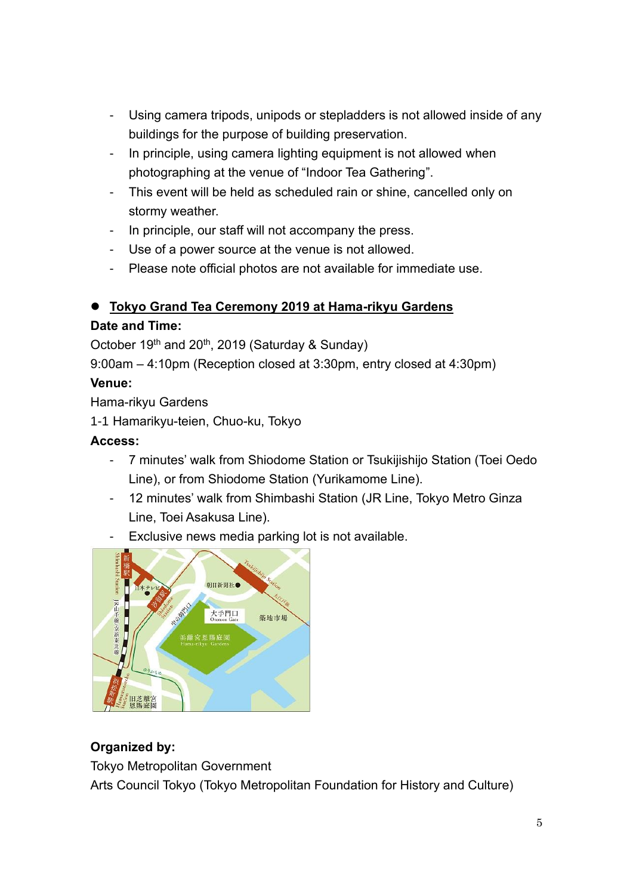- Using camera tripods, unipods or stepladders is not allowed inside of any buildings for the purpose of building preservation.
- In principle, using camera lighting equipment is not allowed when photographing at the venue of "Indoor Tea Gathering".
- This event will be held as scheduled rain or shine, cancelled only on stormy weather.
- In principle, our staff will not accompany the press.
- Use of a power source at the venue is not allowed.
- Please note official photos are not available for immediate use.

- **Tokyo Grand Tea Ceremony 2019 at Hama-rikyu Gardens**

**Date and Time:**

October 19th and 20th, 2019 (Saturday & Sunday)

9:00am – 4:10pm (Reception closed at 3:30pm, entry closed at 4:30pm)

**Venue:**

Hama-rikyu Gardens

1-1 Hamarikyu-teien, Chuo-ku, Tokyo

**Access:**

- 7 minutes' walk from Shiodome Station or Tsukijishijo Station (Toei Oedo Line), or from Shiodome Station (Yurikamome Line).
- 12 minutes' walk from Shimbashi Station (JR Line, Tokyo Metro Ginza Line, Toei Asakusa Line).
- Exclusive news media parking lot is not available.

**Organized by:**

Tokyo Metropolitan Government

Arts Council Tokyo (Tokyo Metropolitan Foundation for History and Culture)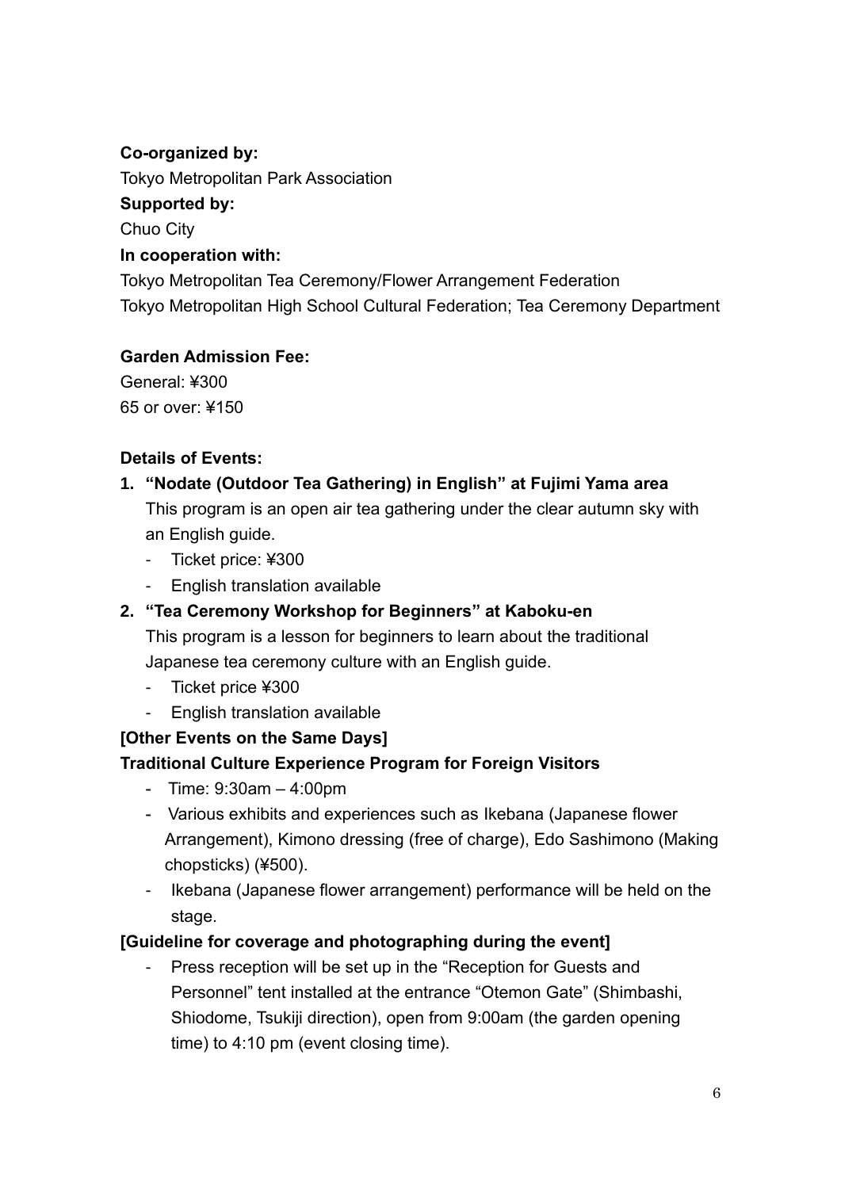**Co-organized by:**

Tokyo Metropolitan Park Association

**Supported by:**

Chuo City

**In cooperation with:**

Tokyo Metropolitan Tea Ceremony/Flower Arrangement Federation

Tokyo Metropolitan High School Cultural Federation; Tea Ceremony Department

**Garden Admission Fee:**

General: ¥300

65 or over: ¥150

**Details of Events:**

1. **"Nodate (Outdoor Tea Gathering) in English" at Fujimi Yama area**

   This program is an open air tea gathering under the clear autumn sky with an English guide.

   - Ticket price: ¥300
   - English translation available

2. **"Tea Ceremony Workshop for Beginners" at Kaboku-en**

   This program is a lesson for beginners to learn about the traditional Japanese tea ceremony culture with an English guide.

   - Ticket price ¥300
   - English translation available

**[Other Events on the Same Days]**

**Traditional Culture Experience Program for Foreign Visitors**

- Time: 9:30am – 4:00pm
- Various exhibits and experiences such as Ikebana (Japanese flower Arrangement), Kimono dressing (free of charge), Edo Sashimono (Making chopsticks) (¥500).
- Ikebana (Japanese flower arrangement) performance will be held on the stage.

**[Guideline for coverage and photographing during the event]**

- Press reception will be set up in the "Reception for Guests and Personnel" tent installed at the entrance "Otemon Gate" (Shimbashi, Shiodome, Tsukiji direction), open from 9:00am (the garden opening time) to 4:10 pm (event closing time).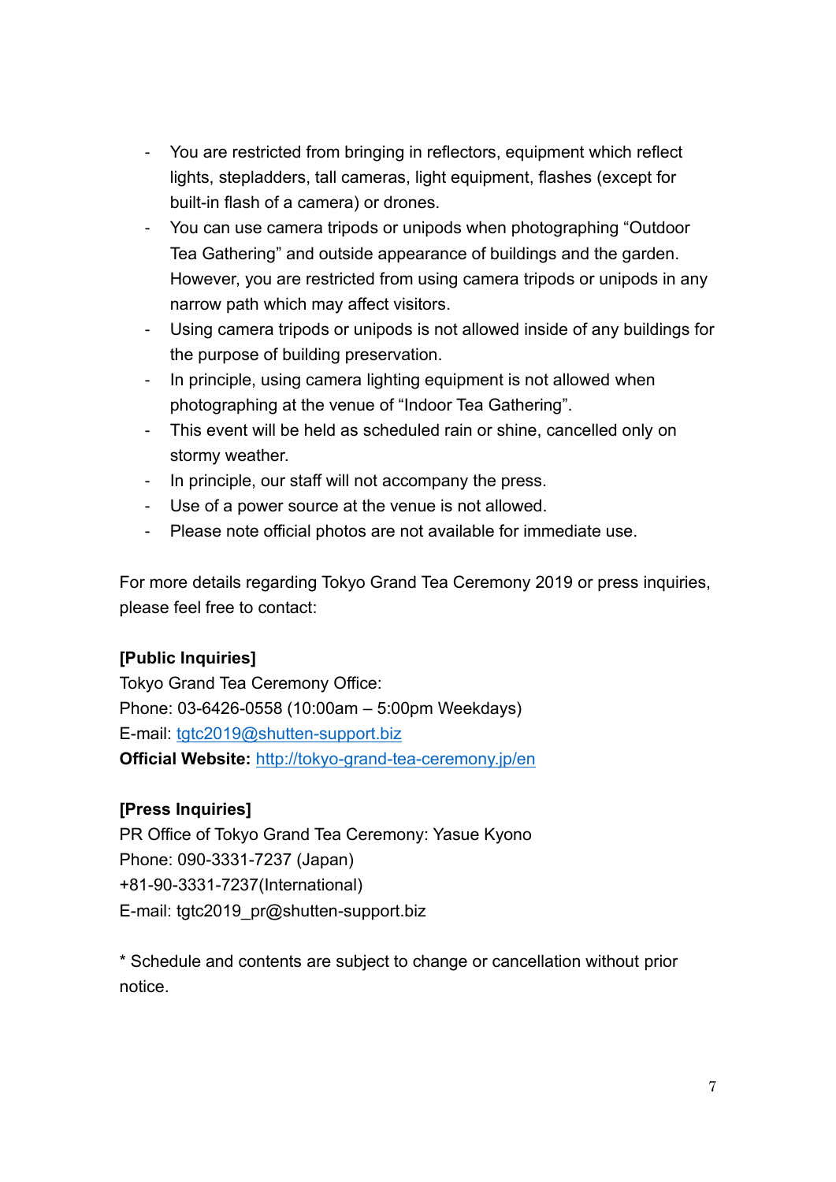- You are restricted from bringing in reflectors, equipment which reflect lights, stepladders, tall cameras, light equipment, flashes (except for built-in flash of a camera) or drones.
- You can use camera tripods or unipods when photographing "Outdoor Tea Gathering" and outside appearance of buildings and the garden. However, you are restricted from using camera tripods or unipods in any narrow path which may affect visitors.
- Using camera tripods or unipods is not allowed inside of any buildings for the purpose of building preservation.
- In principle, using camera lighting equipment is not allowed when photographing at the venue of "Indoor Tea Gathering".
- This event will be held as scheduled rain or shine, cancelled only on stormy weather.
- In principle, our staff will not accompany the press.
- Use of a power source at the venue is not allowed.
- Please note official photos are not available for immediate use.

For more details regarding Tokyo Grand Tea Ceremony 2019 or press inquiries, please feel free to contact:

**[Public Inquiries]**
Tokyo Grand Tea Ceremony Office:
Phone: 03-6426-0558 (10:00am – 5:00pm Weekdays)
E-mail: [tgtc2019@shutten-support.biz](mailto:tgtc2019@shutten-support.biz)
**Official Website:** [http://tokyo-grand-tea-ceremony.jp/en](http://tokyo-grand-tea-ceremony.jp/en)

**[Press Inquiries]**
PR Office of Tokyo Grand Tea Ceremony: Yasue Kyono
Phone: 090-3331-7237 (Japan)
+81-90-3331-7237(International)
E-mail: tgtc2019_pr@shutten-support.biz

* Schedule and contents are subject to change or cancellation without prior notice.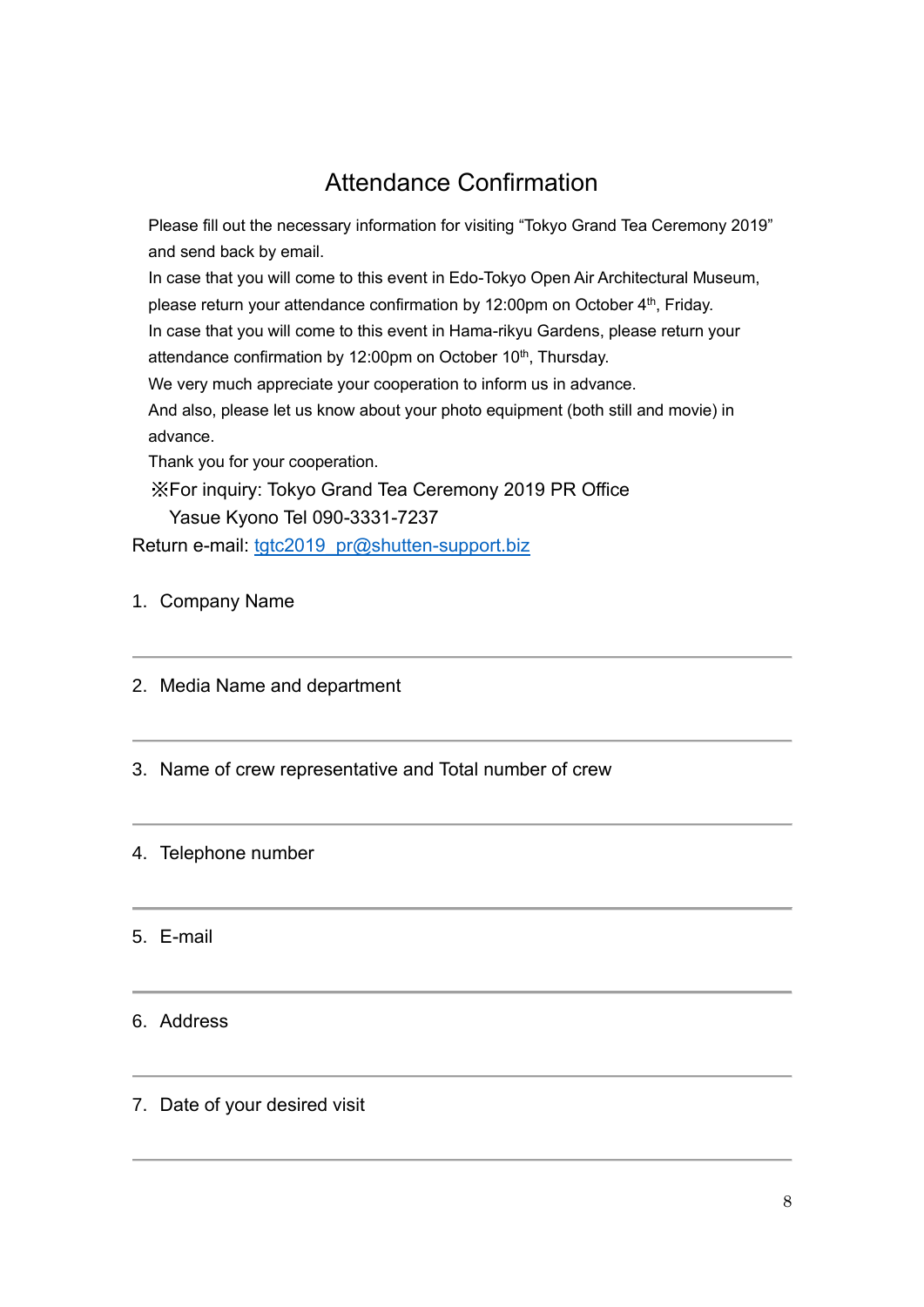# Attendance Confirmation

Please fill out the necessary information for visiting "Tokyo Grand Tea Ceremony 2019" and send back by email.

In case that you will come to this event in Edo-Tokyo Open Air Architectural Museum, please return your attendance confirmation by 12:00pm on October 4th, Friday.

In case that you will come to this event in Hama-rikyu Gardens, please return your attendance confirmation by 12:00pm on October 10th, Thursday.

We very much appreciate your cooperation to inform us in advance.

And also, please let us know about your photo equipment (both still and movie) in advance.

Thank you for your cooperation.

※For inquiry: Tokyo Grand Tea Ceremony 2019 PR Office
Yasue Kyono Tel 090-3331-7237

Return e-mail: tgtc2019_pr@shutten-support.biz

1. Company Name

---

2. Media Name and department

---

3. Name of crew representative and Total number of crew

---

4. Telephone number

---

5. E-mail

---

6. Address

---

7. Date of your desired visit

---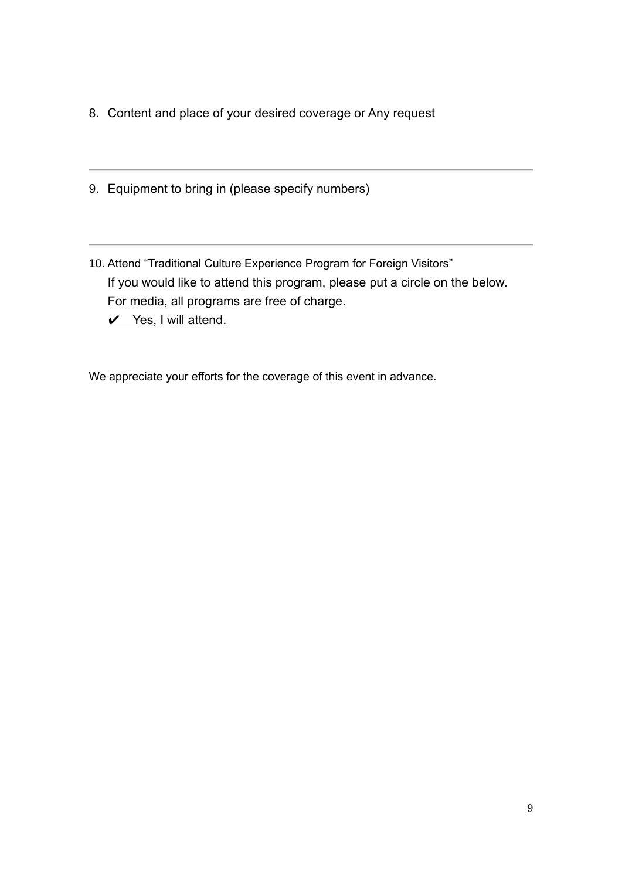8. Content and place of your desired coverage or Any request

---

9. Equipment to bring in (please specify numbers)

---

10. Attend "Traditional Culture Experience Program for Foreign Visitors"

    If you would like to attend this program, please put a circle on the below.

    For media, all programs are free of charge.

    ✔ <u>Yes, I will attend.</u>

We appreciate your efforts for the coverage of this event in advance.